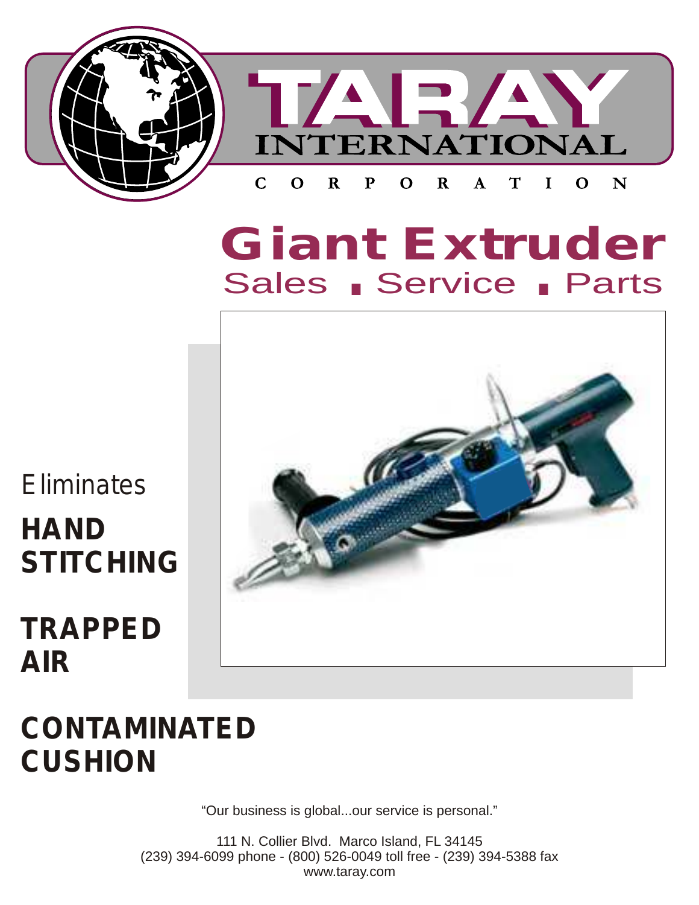# TARAY INTERNATIONAL CORPORATION

## Giant Extruder

### Sales ▪ Service ▪ Parts

Eliminates

**HAND STITCHING**

**TRAPPED AIR**

**CONTAMINATED CUSHION**

"Our business is global...our service is personal."

111 N. Collier Blvd. Marco Island, FL 34145
(239) 394-6099 phone - (800) 526-0049 toll free - (239) 394-5388 fax
www.taray.com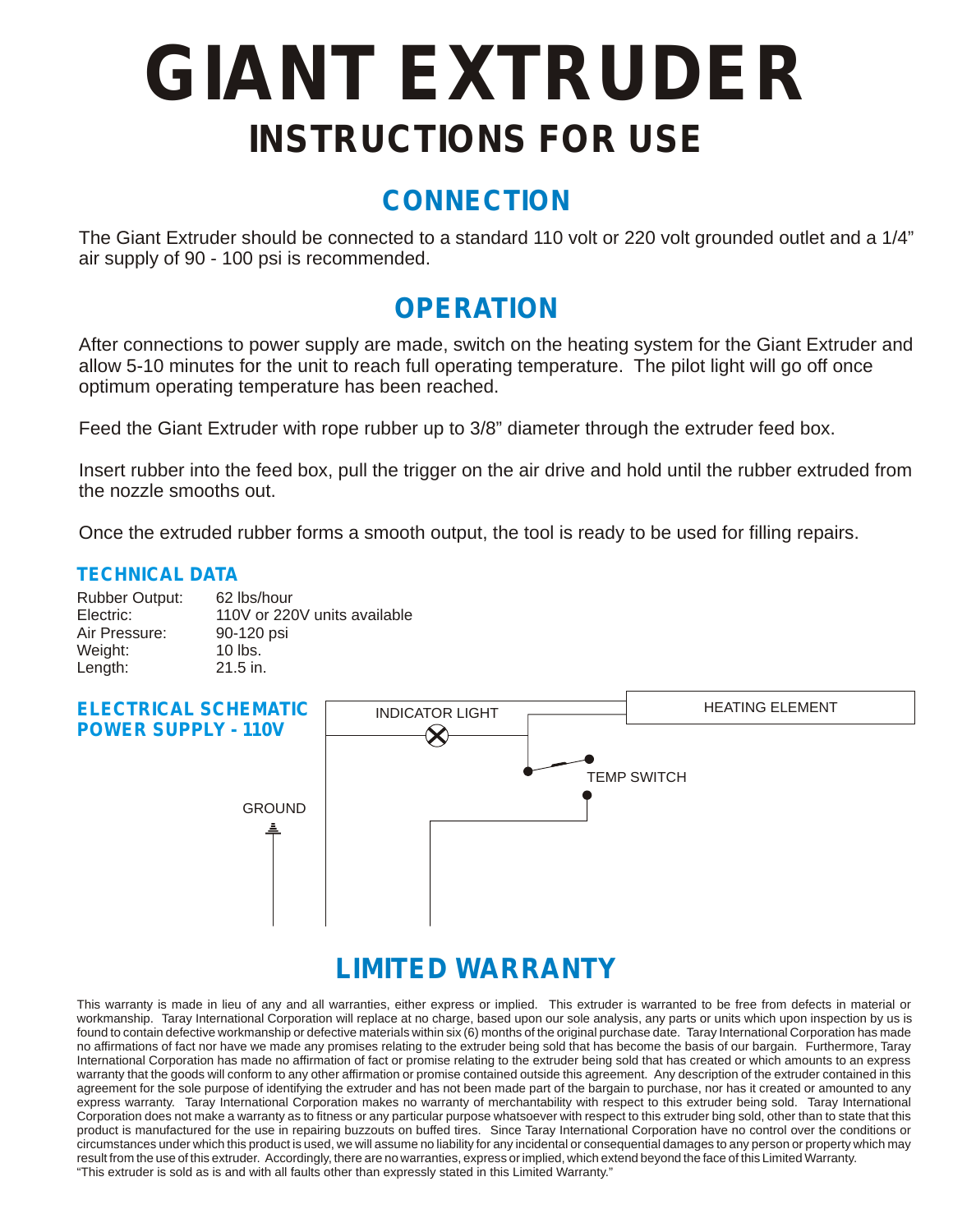# GIANT EXTRUDER

## INSTRUCTIONS FOR USE

## CONNECTION

The Giant Extruder should be connected to a standard 110 volt or 220 volt grounded outlet and a 1/4" air supply of 90 - 100 psi is recommended.

## OPERATION

After connections to power supply are made, switch on the heating system for the Giant Extruder and allow 5-10 minutes for the unit to reach full operating temperature. The pilot light will go off once optimum operating temperature has been reached.

Feed the Giant Extruder with rope rubber up to 3/8" diameter through the extruder feed box.

Insert rubber into the feed box, pull the trigger on the air drive and hold until the rubber extruded from the nozzle smooths out.

Once the extruded rubber forms a smooth output, the tool is ready to be used for filling repairs.

### TECHNICAL DATA

| | |
|---|---|
| Rubber Output: | 62 lbs/hour |
| Electric: | 110V or 220V units available |
| Air Pressure: | 90-120 psi |
| Weight: | 10 lbs. |
| Length: | 21.5 in. |

### ELECTRICAL SCHEMATIC
### POWER SUPPLY - 110V

INDICATOR LIGHT

HEATING ELEMENT

TEMP SWITCH

GROUND

## LIMITED WARRANTY

This warranty is made in lieu of any and all warranties, either express or implied. This extruder is warranted to be free from defects in material or workmanship. Taray International Corporation will replace at no charge, based upon our sole analysis, any parts or units which upon inspection by us is found to contain defective workmanship or defective materials within six (6) months of the original purchase date. Taray International Corporation has made no affirmations of fact nor have we made any promises relating to the extruder being sold that has become the basis of our bargain. Furthermore, Taray International Corporation has made no affirmation of fact or promise relating to the extruder being sold that has created or which amounts to an express warranty that the goods will conform to any other affirmation or promise contained outside this agreement. Any description of the extruder contained in this agreement for the sole purpose of identifying the extruder and has not been made part of the bargain to purchase, nor has it created or amounted to any express warranty. Taray International Corporation makes no warranty of merchantability with respect to this extruder being sold. Taray International Corporation does not make a warranty as to fitness or any particular purpose whatsoever with respect to this extruder bing sold, other than to state that this product is manufactured for the use in repairing buzzouts on buffed tires. Since Taray International Corporation have no control over the conditions or circumstances under which this product is used, we will assume no liability for any incidental or consequential damages to any person or property which may result from the use of this extruder. Accordingly, there are no warranties, express or implied, which extend beyond the face of this Limited Warranty.
"This extruder is sold as is and with all faults other than expressly stated in this Limited Warranty."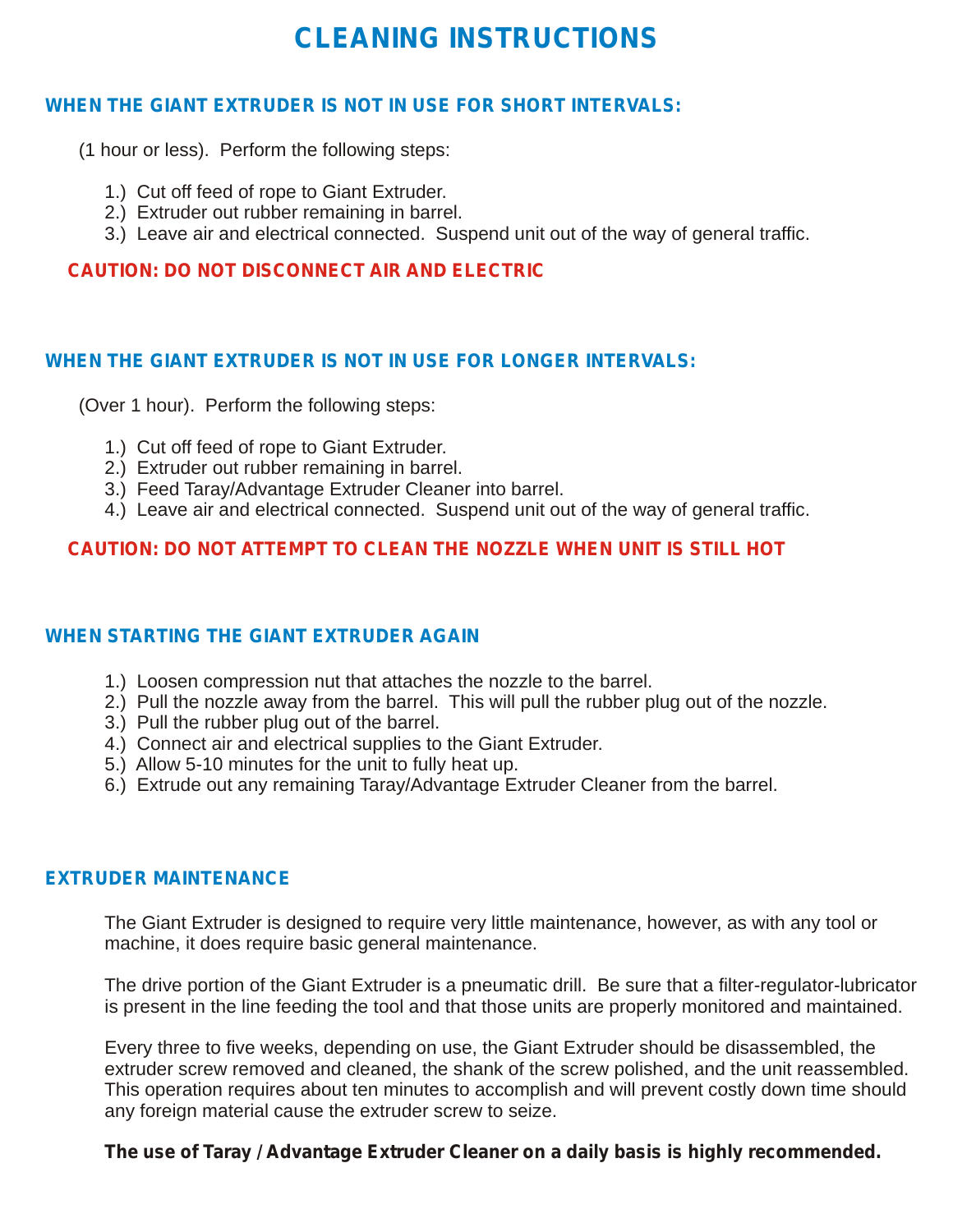# CLEANING INSTRUCTIONS

## WHEN THE GIANT EXTRUDER IS NOT IN USE FOR SHORT INTERVALS:

(1 hour or less). Perform the following steps:

1.) Cut off feed of rope to Giant Extruder.
2.) Extruder out rubber remaining in barrel.
3.) Leave air and electrical connected. Suspend unit out of the way of general traffic.

**CAUTION: DO NOT DISCONNECT AIR AND ELECTRIC**

## WHEN THE GIANT EXTRUDER IS NOT IN USE FOR LONGER INTERVALS:

(Over 1 hour). Perform the following steps:

1.) Cut off feed of rope to Giant Extruder.
2.) Extruder out rubber remaining in barrel.
3.) Feed Taray/Advantage Extruder Cleaner into barrel.
4.) Leave air and electrical connected. Suspend unit out of the way of general traffic.

**CAUTION: DO NOT ATTEMPT TO CLEAN THE NOZZLE WHEN UNIT IS STILL HOT**

## WHEN STARTING THE GIANT EXTRUDER AGAIN

1.) Loosen compression nut that attaches the nozzle to the barrel.
2.) Pull the nozzle away from the barrel. This will pull the rubber plug out of the nozzle.
3.) Pull the rubber plug out of the barrel.
4.) Connect air and electrical supplies to the Giant Extruder.
5.) Allow 5-10 minutes for the unit to fully heat up.
6.) Extrude out any remaining Taray/Advantage Extruder Cleaner from the barrel.

## EXTRUDER MAINTENANCE

The Giant Extruder is designed to require very little maintenance, however, as with any tool or machine, it does require basic general maintenance.

The drive portion of the Giant Extruder is a pneumatic drill. Be sure that a filter-regulator-lubricator is present in the line feeding the tool and that those units are properly monitored and maintained.

Every three to five weeks, depending on use, the Giant Extruder should be disassembled, the extruder screw removed and cleaned, the shank of the screw polished, and the unit reassembled. This operation requires about ten minutes to accomplish and will prevent costly down time should any foreign material cause the extruder screw to seize.

**The use of Taray / Advantage Extruder Cleaner on a daily basis is highly recommended.**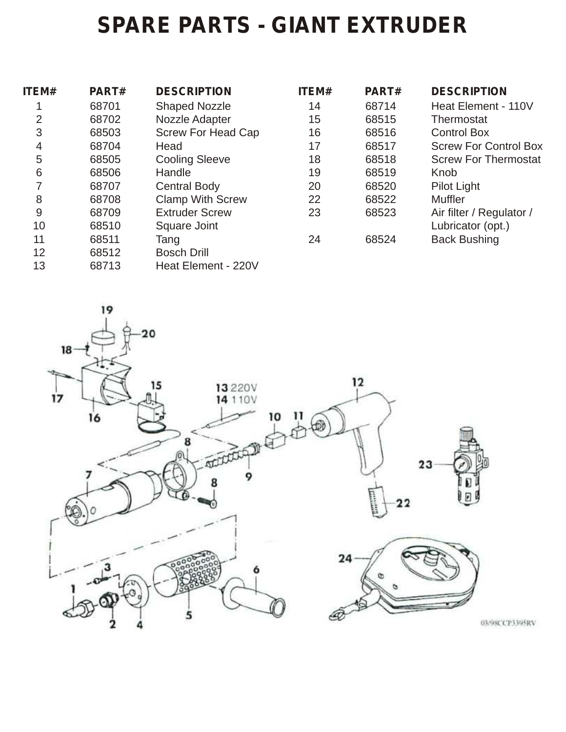# SPARE PARTS - GIANT EXTRUDER

| ITEM# | PART# | DESCRIPTION | ITEM# | PART# | DESCRIPTION |
|---|---|---|---|---|---|
| 1 | 68701 | Shaped Nozzle | 14 | 68714 | Heat Element - 110V |
| 2 | 68702 | Nozzle Adapter | 15 | 68515 | Thermostat |
| 3 | 68503 | Screw For Head Cap | 16 | 68516 | Control Box |
| 4 | 68704 | Head | 17 | 68517 | Screw For Control Box |
| 5 | 68505 | Cooling Sleeve | 18 | 68518 | Screw For Thermostat |
| 6 | 68506 | Handle | 19 | 68519 | Knob |
| 7 | 68707 | Central Body | 20 | 68520 | Pilot Light |
| 8 | 68708 | Clamp With Screw | 22 | 68522 | Muffler |
| 9 | 68709 | Extruder Screw | 23 | 68523 | Air filter / Regulator / Lubricator (opt.) |
| 10 | 68510 | Square Joint | | | |
| 11 | 68511 | Tang | 24 | 68524 | Back Bushing |
| 12 | 68512 | Bosch Drill | | | |
| 13 | 68713 | Heat Element - 220V | | | |

03/98CCP3395RV